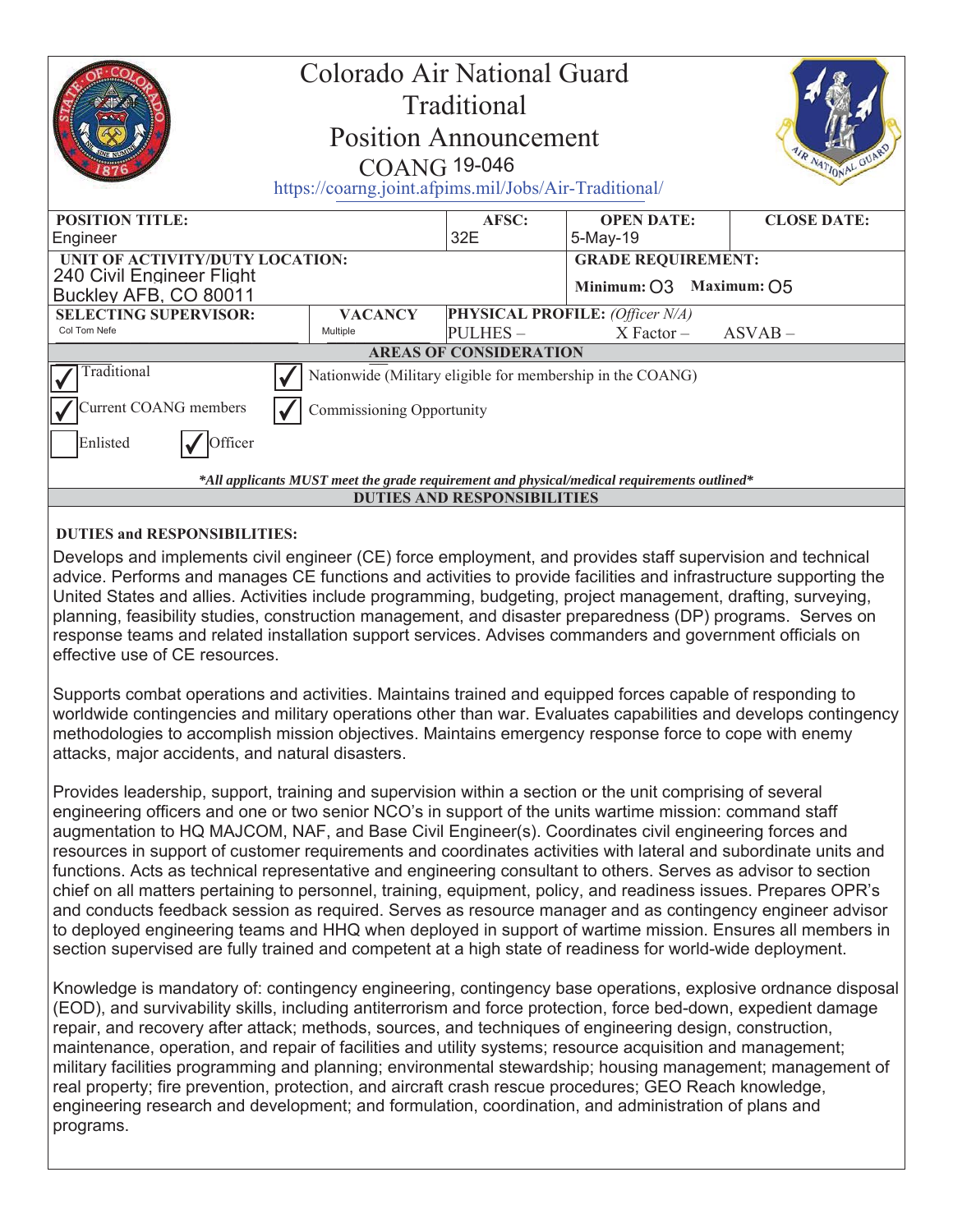# Colorado Air National Guard
## Traditional
## Position Announcement
### COANG 19-046

https://coarng.joint.afpims.mil/Jobs/Air-Traditional/

| POSITION TITLE: | | AFSC: | OPEN DATE: | CLOSE DATE: |
|---|---|---|---|---|
| Engineer | | 32E | 5-May-19 | |
| UNIT OF ACTIVITY/DUTY LOCATION: 240 Civil Engineer Flight Buckley AFB, CO 80011 | | | GRADE REQUIREMENT: Minimum: O3 Maximum: O5 | |
| SELECTING SUPERVISOR: Col Tom Nefe | VACANCY Multiple | PHYSICAL PROFILE: *(Officer N/A)* PULHES – | X Factor – | ASVAB – |

**AREAS OF CONSIDERATION**

- [x] Traditional
- [x] Nationwide (Military eligible for membership in the COANG)
- [x] Current COANG members
- [x] Commissioning Opportunity
- [ ] Enlisted
- [x] Officer

***All applicants MUST meet the grade requirement and physical/medical requirements outlined***

**DUTIES AND RESPONSIBILITIES**

**DUTIES and RESPONSIBILITIES:**

Develops and implements civil engineer (CE) force employment, and provides staff supervision and technical advice. Performs and manages CE functions and activities to provide facilities and infrastructure supporting the United States and allies. Activities include programming, budgeting, project management, drafting, surveying, planning, feasibility studies, construction management, and disaster preparedness (DP) programs. Serves on response teams and related installation support services. Advises commanders and government officials on effective use of CE resources.

Supports combat operations and activities. Maintains trained and equipped forces capable of responding to worldwide contingencies and military operations other than war. Evaluates capabilities and develops contingency methodologies to accomplish mission objectives. Maintains emergency response force to cope with enemy attacks, major accidents, and natural disasters.

Provides leadership, support, training and supervision within a section or the unit comprising of several engineering officers and one or two senior NCO's in support of the units wartime mission: command staff augmentation to HQ MAJCOM, NAF, and Base Civil Engineer(s). Coordinates civil engineering forces and resources in support of customer requirements and coordinates activities with lateral and subordinate units and functions. Acts as technical representative and engineering consultant to others. Serves as advisor to section chief on all matters pertaining to personnel, training, equipment, policy, and readiness issues. Prepares OPR's and conducts feedback session as required. Serves as resource manager and as contingency engineer advisor to deployed engineering teams and HHQ when deployed in support of wartime mission. Ensures all members in section supervised are fully trained and competent at a high state of readiness for world-wide deployment.

Knowledge is mandatory of: contingency engineering, contingency base operations, explosive ordnance disposal (EOD), and survivability skills, including antiterrorism and force protection, force bed-down, expedient damage repair, and recovery after attack; methods, sources, and techniques of engineering design, construction, maintenance, operation, and repair of facilities and utility systems; resource acquisition and management; military facilities programming and planning; environmental stewardship; housing management; management of real property; fire prevention, protection, and aircraft crash rescue procedures; GEO Reach knowledge, engineering research and development; and formulation, coordination, and administration of plans and programs.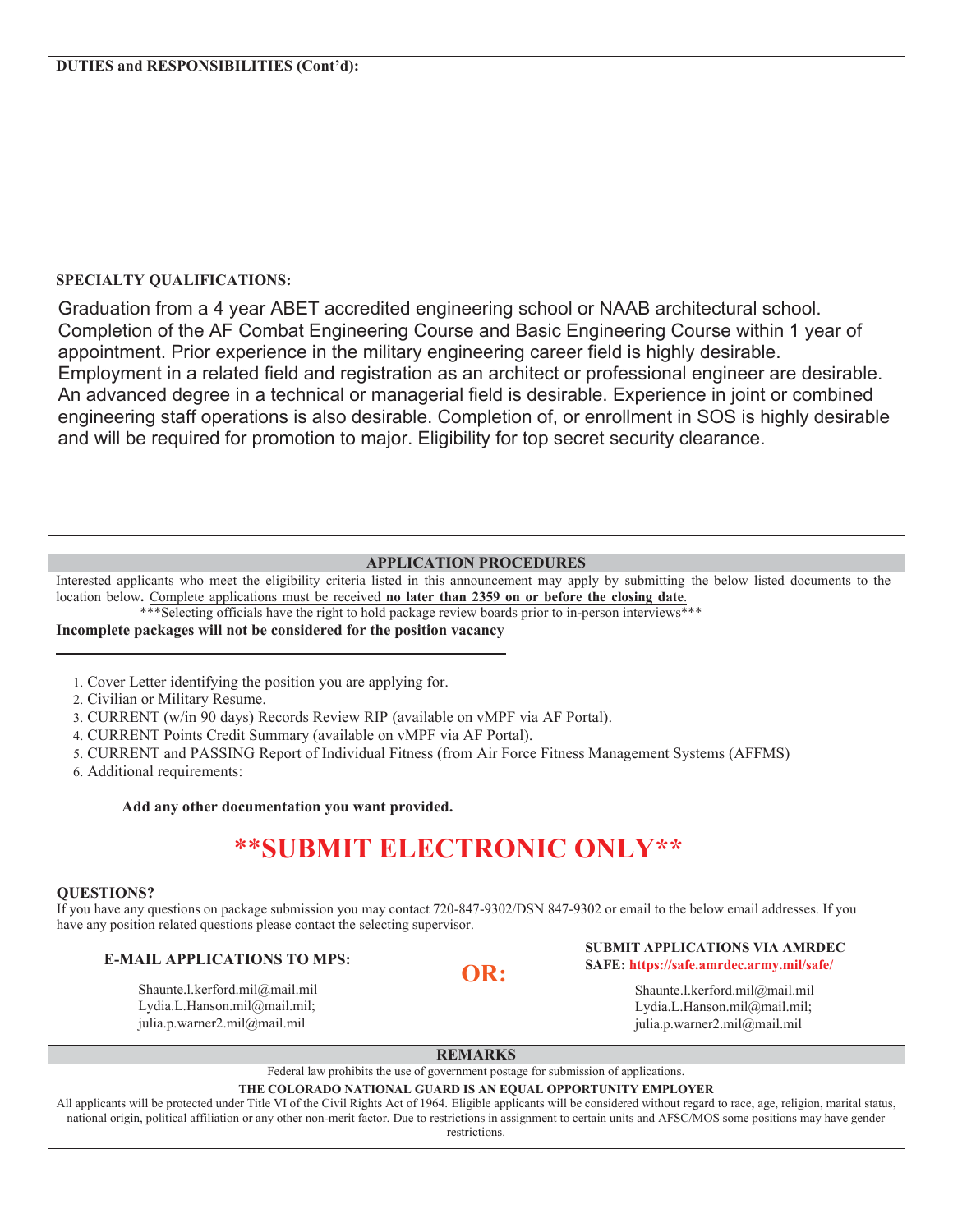**DUTIES and RESPONSIBILITIES (Cont'd):**

**SPECIALTY QUALIFICATIONS:**

Graduation from a 4 year ABET accredited engineering school or NAAB architectural school. Completion of the AF Combat Engineering Course and Basic Engineering Course within 1 year of appointment. Prior experience in the military engineering career field is highly desirable. Employment in a related field and registration as an architect or professional engineer are desirable. An advanced degree in a technical or managerial field is desirable. Experience in joint or combined engineering staff operations is also desirable. Completion of, or enrollment in SOS is highly desirable and will be required for promotion to major. Eligibility for top secret security clearance.

## APPLICATION PROCEDURES

Interested applicants who meet the eligibility criteria listed in this announcement may apply by submitting the below listed documents to the location below**.** Complete applications must be received **no later than 2359 on or before the closing date**.

***Selecting officials have the right to hold package review boards prior to in-person interviews***

**Incomplete packages will not be considered for the position vacancy**

1. Cover Letter identifying the position you are applying for.
2. Civilian or Military Resume.
3. CURRENT (w/in 90 days) Records Review RIP (available on vMPF via AF Portal).
4. CURRENT Points Credit Summary (available on vMPF via AF Portal).
5. CURRENT and PASSING Report of Individual Fitness (from Air Force Fitness Management Systems (AFFMS)
6. Additional requirements:

**Add any other documentation you want provided.**

# **SUBMIT ELECTRONIC ONLY**

**QUESTIONS?**

If you have any questions on package submission you may contact 720-847-9302/DSN 847-9302 or email to the below email addresses. If you have any position related questions please contact the selecting supervisor.

**E-MAIL APPLICATIONS TO MPS:**

Shaunte.l.kerford.mil@mail.mil
Lydia.L.Hanson.mil@mail.mil;
julia.p.warner2.mil@mail.mil

**OR:**

**SUBMIT APPLICATIONS VIA AMRDEC SAFE: https://safe.amrdec.army.mil/safe/**

Shaunte.l.kerford.mil@mail.mil
Lydia.L.Hanson.mil@mail.mil;
julia.p.warner2.mil@mail.mil

## REMARKS

Federal law prohibits the use of government postage for submission of applications.

**THE COLORADO NATIONAL GUARD IS AN EQUAL OPPORTUNITY EMPLOYER**

All applicants will be protected under Title VI of the Civil Rights Act of 1964. Eligible applicants will be considered without regard to race, age, religion, marital status, national origin, political affiliation or any other non-merit factor. Due to restrictions in assignment to certain units and AFSC/MOS some positions may have gender restrictions.